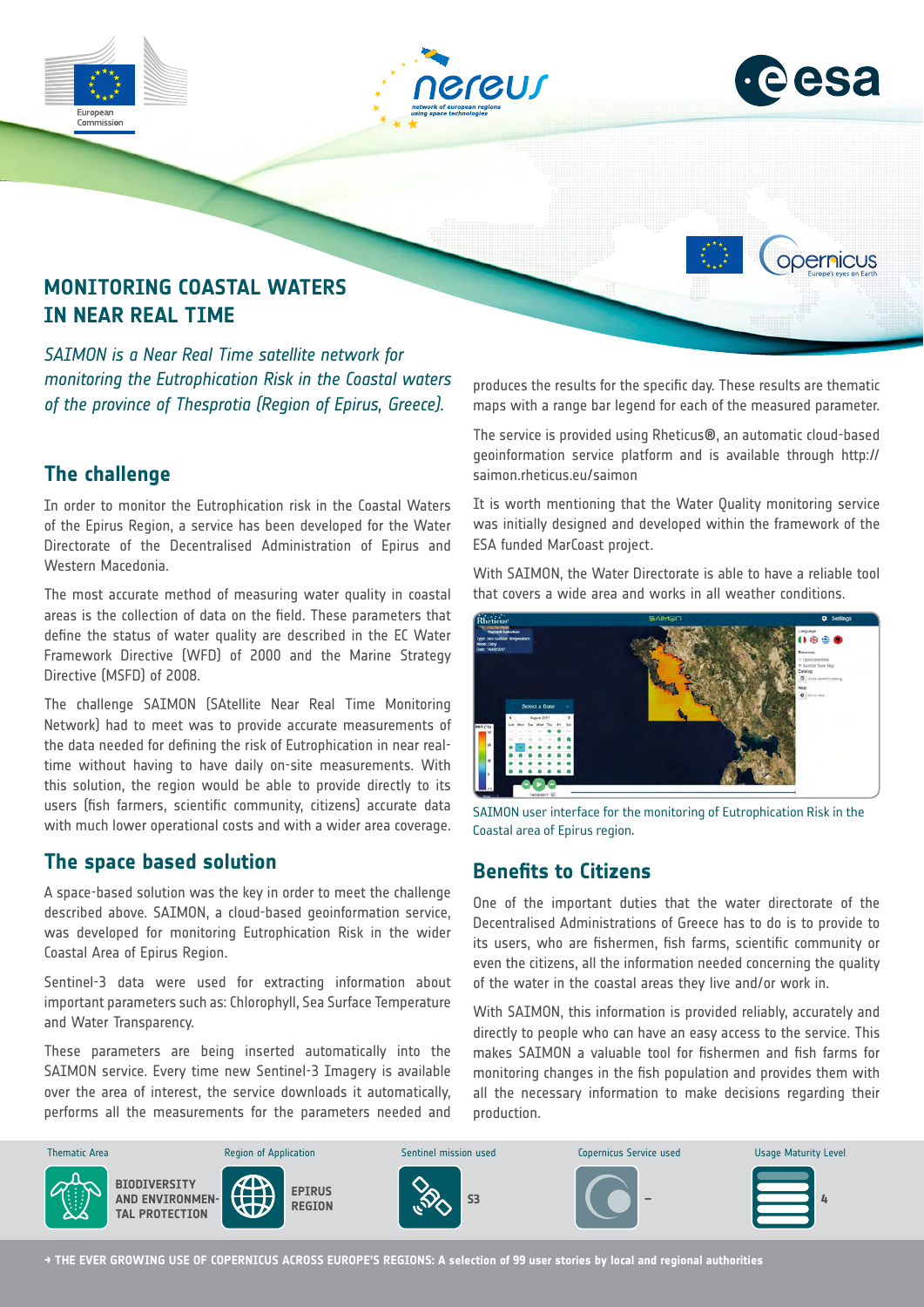# MONITORING COASTAL WATERS IN NEAR REAL TIME

*SAIMON is a Near Real Time satellite network for monitoring the Eutrophication Risk in the Coastal waters of the province of Thesprotia (Region of Epirus, Greece).*

## The challenge

In order to monitor the Eutrophication risk in the Coastal Waters of the Epirus Region, a service has been developed for the Water Directorate of the Decentralised Administration of Epirus and Western Macedonia.

The most accurate method of measuring water quality in coastal areas is the collection of data on the field. These parameters that define the status of water quality are described in the EC Water Framework Directive (WFD) of 2000 and the Marine Strategy Directive (MSFD) of 2008.

The challenge SAIMON (SAtellite Near Real Time Monitoring Network) had to meet was to provide accurate measurements of the data needed for defining the risk of Eutrophication in near real-time without having to have daily on-site measurements. With this solution, the region would be able to provide directly to its users (fish farmers, scientific community, citizens) accurate data with much lower operational costs and with a wider area coverage.

## The space based solution

A space-based solution was the key in order to meet the challenge described above. SAIMON, a cloud-based geoinformation service, was developed for monitoring Eutrophication Risk in the wider Coastal Area of Epirus Region.

Sentinel-3 data were used for extracting information about important parameters such as: Chlorophyll, Sea Surface Temperature and Water Transparency.

These parameters are being inserted automatically into the SAIMON service. Every time new Sentinel-3 Imagery is available over the area of interest, the service downloads it automatically, performs all the measurements for the parameters needed and produces the results for the specific day. These results are thematic maps with a range bar legend for each of the measured parameter.

The service is provided using Rheticus®, an automatic cloud-based geoinformation service platform and is available through http://saimon.rheticus.eu/saimon

It is worth mentioning that the Water Quality monitoring service was initially designed and developed within the framework of the ESA funded MarCoast project.

With SAIMON, the Water Directorate is able to have a reliable tool that covers a wide area and works in all weather conditions.

SAIMON user interface for the monitoring of Eutrophication Risk in the Coastal area of Epirus region.

## Benefits to Citizens

One of the important duties that the water directorate of the Decentralised Administrations of Greece has to do is to provide to its users, who are fishermen, fish farms, scientific community or even the citizens, all the information needed concerning the quality of the water in the coastal areas they live and/or work in.

With SAIMON, this information is provided reliably, accurately and directly to people who can have an easy access to the service. This makes SAIMON a valuable tool for fishermen and fish farms for monitoring changes in the fish population and provides them with all the necessary information to make decisions regarding their production.

| Thematic Area | Region of Application | Sentinel mission used | Copernicus Service used | Usage Maturity Level |
|---|---|---|---|---|
| BIODIVERSITY AND ENVIRONMENTAL PROTECTION | EPIRUS REGION | S3 | – | 4 |

→ THE EVER GROWING USE OF COPERNICUS ACROSS EUROPE'S REGIONS: A selection of 99 user stories by local and regional authorities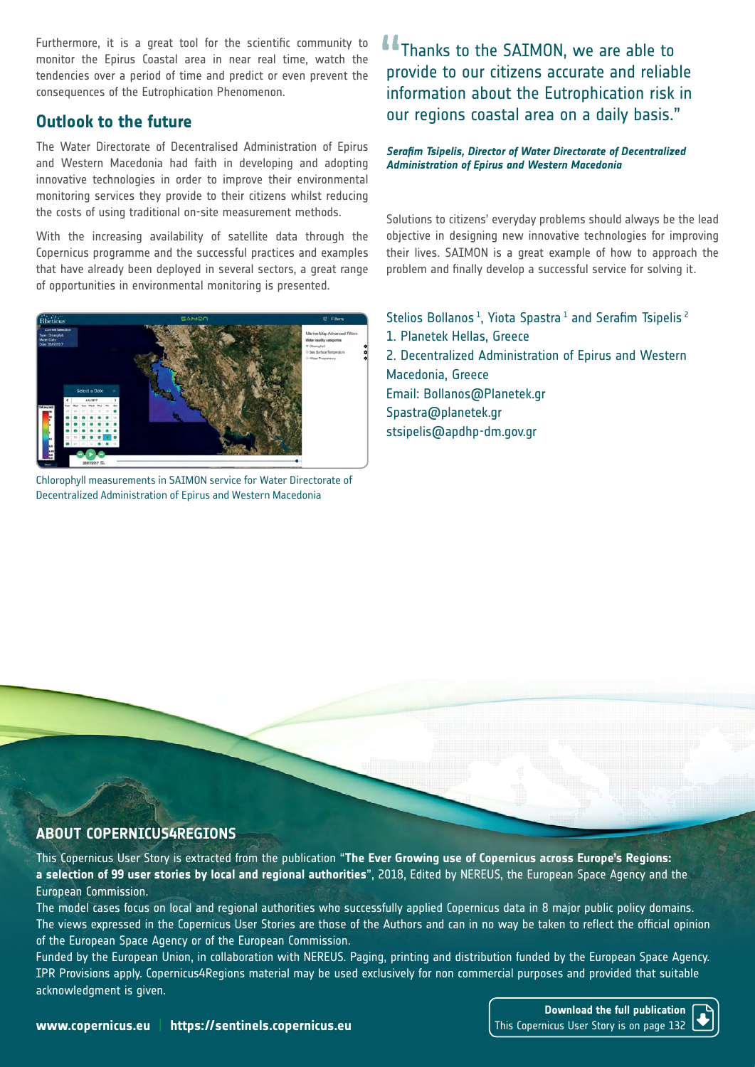Furthermore, it is a great tool for the scientific community to monitor the Epirus Coastal area in near real time, watch the tendencies over a period of time and predict or even prevent the consequences of the Eutrophication Phenomenon.

## Outlook to the future

The Water Directorate of Decentralised Administration of Epirus and Western Macedonia had faith in developing and adopting innovative technologies in order to improve their environmental monitoring services they provide to their citizens whilst reducing the costs of using traditional on-site measurement methods.

With the increasing availability of satellite data through the Copernicus programme and the successful practices and examples that have already been deployed in several sectors, a great range of opportunities in environmental monitoring is presented.

Chlorophyll measurements in SAIMON service for Water Directorate of Decentralized Administration of Epirus and Western Macedonia

"Thanks to the SAIMON, we are able to provide to our citizens accurate and reliable information about the Eutrophication risk in our regions coastal area on a daily basis."

***Serafim Tsipelis, Director of Water Directorate of Decentralized Administration of Epirus and Western Macedonia***

Solutions to citizens' everyday problems should always be the lead objective in designing new innovative technologies for improving their lives. SAIMON is a great example of how to approach the problem and finally develop a successful service for solving it.

Stelios Bollanos [1], Yiota Spastra [1] and Serafim Tsipelis [2]
1. Planetek Hellas, Greece
2. Decentralized Administration of Epirus and Western Macedonia, Greece
Email: Bollanos@Planetek.gr
Spastra@planetek.gr
stsipelis@apdhp-dm.gov.gr

## ABOUT COPERNICUS4REGIONS

This Copernicus User Story is extracted from the publication "**The Ever Growing use of Copernicus across Europe's Regions: a selection of 99 user stories by local and regional authorities**", 2018, Edited by NEREUS, the European Space Agency and the European Commission.

The model cases focus on local and regional authorities who successfully applied Copernicus data in 8 major public policy domains. The views expressed in the Copernicus User Stories are those of the Authors and can in no way be taken to reflect the official opinion of the European Space Agency or of the European Commission.

Funded by the European Union, in collaboration with NEREUS. Paging, printing and distribution funded by the European Space Agency. IPR Provisions apply. Copernicus4Regions material may be used exclusively for non commercial purposes and provided that suitable acknowledgment is given.

**www.copernicus.eu** | **https://sentinels.copernicus.eu**

**Download the full publication**
This Copernicus User Story is on page 132